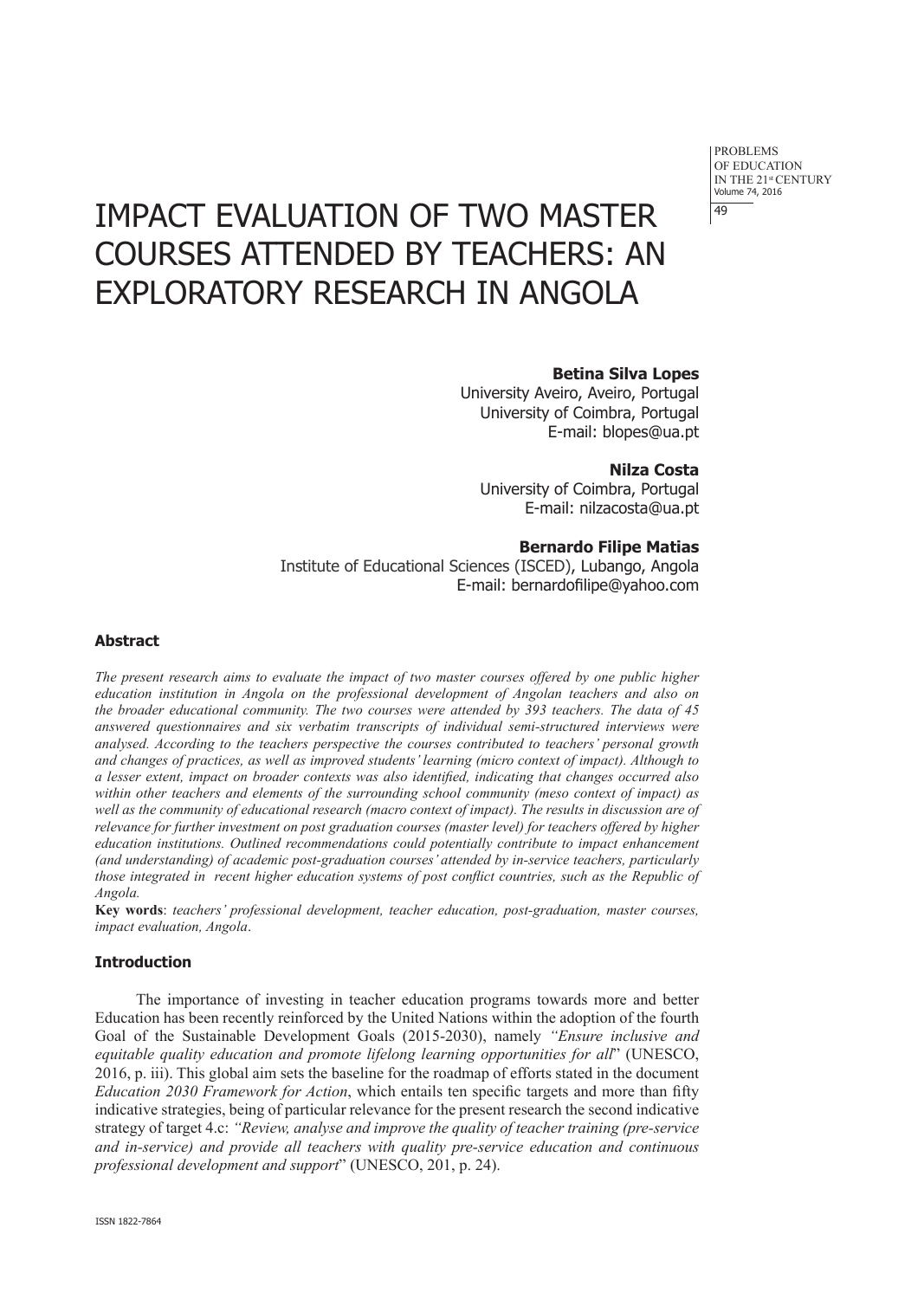# IMPACT EVALUATION OF TWO MASTER COURSES ATTENDED BY TEACHERS: AN EXPLORATORY RESEARCH IN ANGOLA

**Betina Silva Lopes**
University Aveiro, Aveiro, Portugal
University of Coimbra, Portugal
E-mail: blopes@ua.pt

**Nilza Costa**
University of Coimbra, Portugal
E-mail: nilzacosta@ua.pt

**Bernardo Filipe Matias**
Institute of Educational Sciences (ISCED), Lubango, Angola
E-mail: bernardofilipe@yahoo.com

### Abstract

*The present research aims to evaluate the impact of two master courses offered by one public higher education institution in Angola on the professional development of Angolan teachers and also on the broader educational community. The two courses were attended by 393 teachers. The data of 45 answered questionnaires and six verbatim transcripts of individual semi-structured interviews were analysed. According to the teachers perspective the courses contributed to teachers' personal growth and changes of practices, as well as improved students' learning (micro context of impact). Although to a lesser extent, impact on broader contexts was also identified, indicating that changes occurred also within other teachers and elements of the surrounding school community (meso context of impact) as well as the community of educational research (macro context of impact). The results in discussion are of relevance for further investment on post graduation courses (master level) for teachers offered by higher education institutions. Outlined recommendations could potentially contribute to impact enhancement (and understanding) of academic post-graduation courses' attended by in-service teachers, particularly those integrated in recent higher education systems of post conflict countries, such as the Republic of Angola.*

**Key words**: *teachers' professional development, teacher education, post-graduation, master courses, impact evaluation, Angola*.

### Introduction

The importance of investing in teacher education programs towards more and better Education has been recently reinforced by the United Nations within the adoption of the fourth Goal of the Sustainable Development Goals (2015-2030), namely *"Ensure inclusive and equitable quality education and promote lifelong learning opportunities for all*" (UNESCO, 2016, p. iii). This global aim sets the baseline for the roadmap of efforts stated in the document *Education 2030 Framework for Action*, which entails ten specific targets and more than fifty indicative strategies, being of particular relevance for the present research the second indicative strategy of target 4.c: *"Review, analyse and improve the quality of teacher training (pre-service and in-service) and provide all teachers with quality pre-service education and continuous professional development and support*" (UNESCO, 201, p. 24).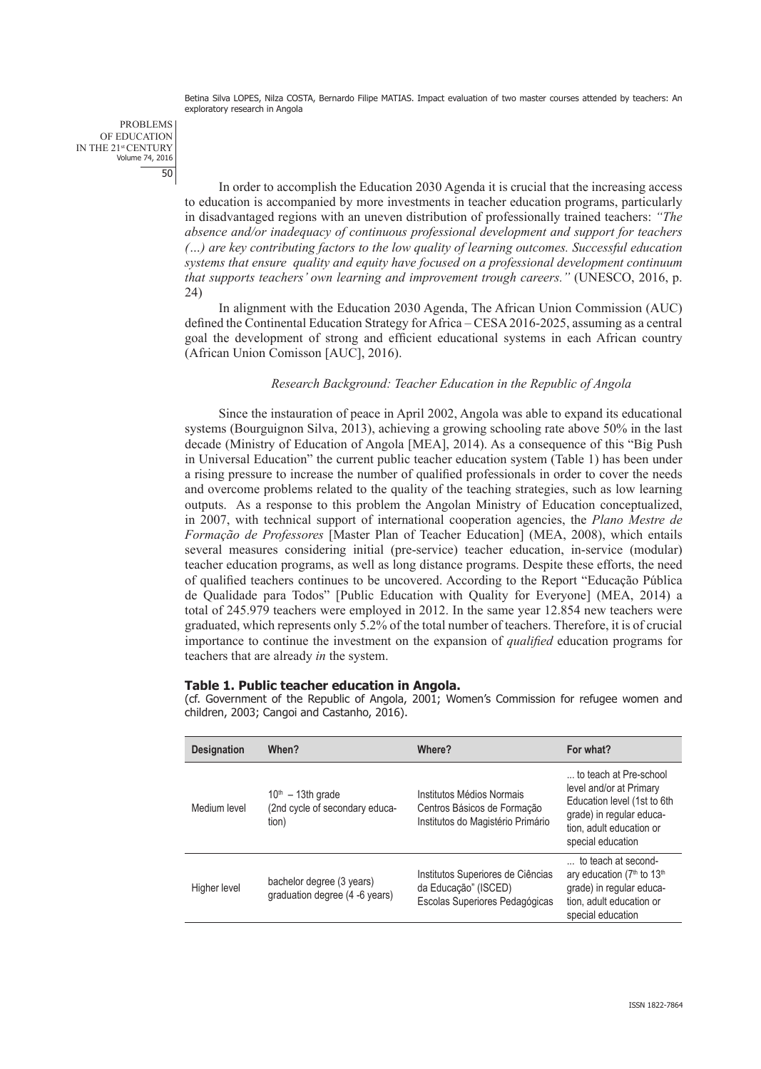In order to accomplish the Education 2030 Agenda it is crucial that the increasing access to education is accompanied by more investments in teacher education programs, particularly in disadvantaged regions with an uneven distribution of professionally trained teachers: *"The absence and/or inadequacy of continuous professional development and support for teachers (…) are key contributing factors to the low quality of learning outcomes. Successful education systems that ensure quality and equity have focused on a professional development continuum that supports teachers' own learning and improvement trough careers."* (UNESCO, 2016, p. 24)

In alignment with the Education 2030 Agenda, The African Union Commission (AUC) defined the Continental Education Strategy for Africa – CESA 2016-2025, assuming as a central goal the development of strong and efficient educational systems in each African country (African Union Comisson [AUC], 2016).

### *Research Background: Teacher Education in the Republic of Angola*

Since the instauration of peace in April 2002, Angola was able to expand its educational systems (Bourguignon Silva, 2013), achieving a growing schooling rate above 50% in the last decade (Ministry of Education of Angola [MEA], 2014). As a consequence of this "Big Push in Universal Education" the current public teacher education system (Table 1) has been under a rising pressure to increase the number of qualified professionals in order to cover the needs and overcome problems related to the quality of the teaching strategies, such as low learning outputs. As a response to this problem the Angolan Ministry of Education conceptualized, in 2007, with technical support of international cooperation agencies, the *Plano Mestre de Formação de Professores* [Master Plan of Teacher Education] (MEA, 2008), which entails several measures considering initial (pre-service) teacher education, in-service (modular) teacher education programs, as well as long distance programs. Despite these efforts, the need of qualified teachers continues to be uncovered. According to the Report "Educação Pública de Qualidade para Todos" [Public Education with Quality for Everyone] (MEA, 2014) a total of 245.979 teachers were employed in 2012. In the same year 12.854 new teachers were graduated, which represents only 5.2% of the total number of teachers. Therefore, it is of crucial importance to continue the investment on the expansion of *qualified* education programs for teachers that are already *in* the system.

**Table 1. Public teacher education in Angola.**
(cf. Government of the Republic of Angola, 2001; Women's Commission for refugee women and children, 2003; Cangoi and Castanho, 2016).

| Designation | When? | Where? | For what? |
|---|---|---|---|
| Medium level | $10^{th}$ – 13th grade (2nd cycle of secondary education) | Institutos Médios Normais<br>Centros Básicos de Formação<br>Institutos do Magistério Primário | ... to teach at Pre-school level and/or at Primary Education level (1st to 6th grade) in regular education, adult education or special education |
| Higher level | bachelor degree (3 years)<br>graduation degree (4 -6 years) | Institutos Superiores de Ciências da Educação" (ISCED)<br>Escolas Superiores Pedagógicas | ... to teach at secondary education ($7^{th}$ to $13^{th}$ grade) in regular education, adult education or special education |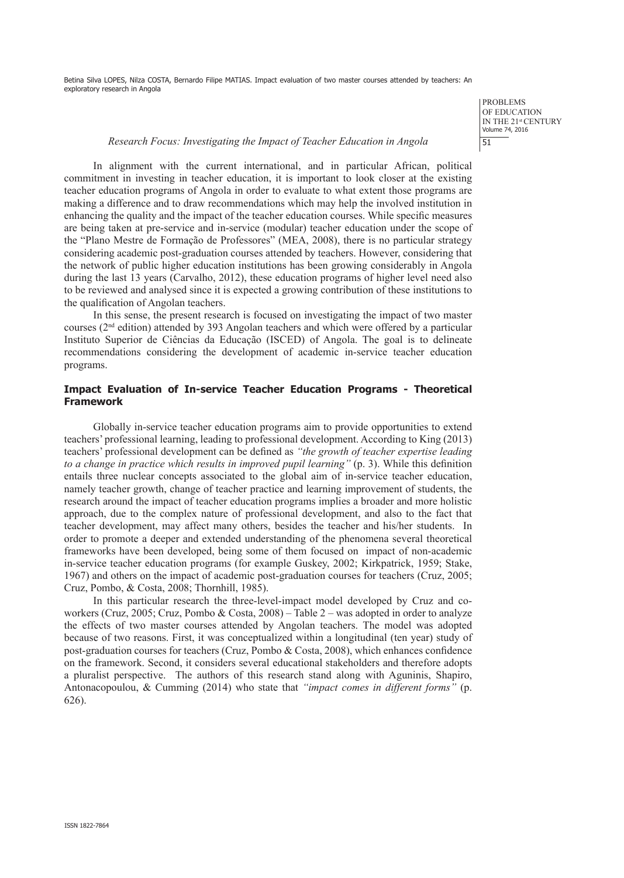*Research Focus: Investigating the Impact of Teacher Education in Angola*

In alignment with the current international, and in particular African, political commitment in investing in teacher education, it is important to look closer at the existing teacher education programs of Angola in order to evaluate to what extent those programs are making a difference and to draw recommendations which may help the involved institution in enhancing the quality and the impact of the teacher education courses. While specific measures are being taken at pre-service and in-service (modular) teacher education under the scope of the "Plano Mestre de Formação de Professores" (MEA, 2008), there is no particular strategy considering academic post-graduation courses attended by teachers. However, considering that the network of public higher education institutions has been growing considerably in Angola during the last 13 years (Carvalho, 2012), these education programs of higher level need also to be reviewed and analysed since it is expected a growing contribution of these institutions to the qualification of Angolan teachers.

In this sense, the present research is focused on investigating the impact of two master courses (2nd edition) attended by 393 Angolan teachers and which were offered by a particular Instituto Superior de Ciências da Educação (ISCED) of Angola. The goal is to delineate recommendations considering the development of academic in-service teacher education programs.

## Impact Evaluation of In-service Teacher Education Programs - Theoretical Framework

Globally in-service teacher education programs aim to provide opportunities to extend teachers' professional learning, leading to professional development. According to King (2013) teachers' professional development can be defined as *"the growth of teacher expertise leading to a change in practice which results in improved pupil learning"* (p. 3). While this definition entails three nuclear concepts associated to the global aim of in-service teacher education, namely teacher growth, change of teacher practice and learning improvement of students, the research around the impact of teacher education programs implies a broader and more holistic approach, due to the complex nature of professional development, and also to the fact that teacher development, may affect many others, besides the teacher and his/her students. In order to promote a deeper and extended understanding of the phenomena several theoretical frameworks have been developed, being some of them focused on impact of non-academic in-service teacher education programs (for example Guskey, 2002; Kirkpatrick, 1959; Stake, 1967) and others on the impact of academic post-graduation courses for teachers (Cruz, 2005; Cruz, Pombo, & Costa, 2008; Thornhill, 1985).

In this particular research the three-level-impact model developed by Cruz and co-workers (Cruz, 2005; Cruz, Pombo & Costa, 2008) – Table 2 – was adopted in order to analyze the effects of two master courses attended by Angolan teachers. The model was adopted because of two reasons. First, it was conceptualized within a longitudinal (ten year) study of post-graduation courses for teachers (Cruz, Pombo & Costa, 2008), which enhances confidence on the framework. Second, it considers several educational stakeholders and therefore adopts a pluralist perspective. The authors of this research stand along with Aguninis, Shapiro, Antonacopoulou, & Cumming (2014) who state that *"impact comes in different forms"* (p. 626).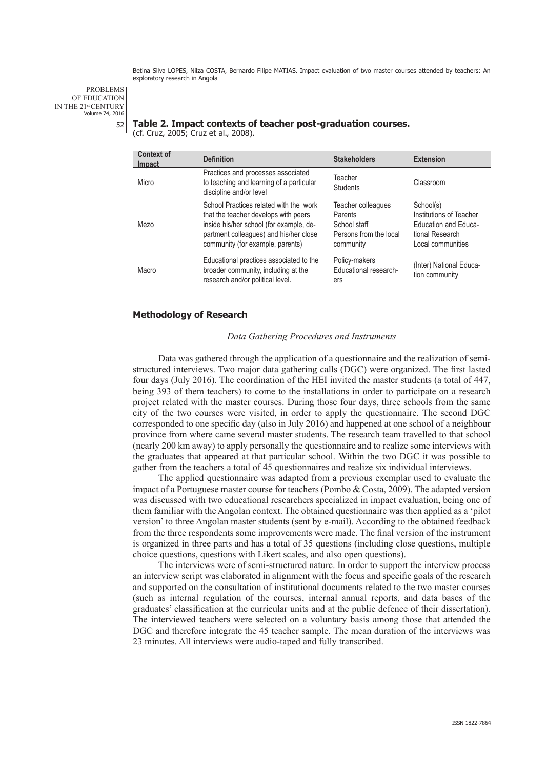**Table 2. Impact contexts of teacher post-graduation courses.**
(cf. Cruz, 2005; Cruz et al., 2008).

| Context of Impact | Definition | Stakeholders | Extension |
|---|---|---|---|
| Micro | Practices and processes associated to teaching and learning of a particular discipline and/or level | Teacher<br>Students | Classroom |
| Mezo | School Practices related with the work that the teacher develops with peers inside his/her school (for example, department colleagues) and his/her close community (for example, parents) | Teacher colleagues<br>Parents<br>School staff<br>Persons from the local community | School(s)<br>Institutions of Teacher Education and Educational Research<br>Local communities |
| Macro | Educational practices associated to the broader community, including at the research and/or political level. | Policy-makers<br>Educational researchers | (Inter) National Education community |

## Methodology of Research

### *Data Gathering Procedures and Instruments*

Data was gathered through the application of a questionnaire and the realization of semi-structured interviews. Two major data gathering calls (DGC) were organized. The first lasted four days (July 2016). The coordination of the HEI invited the master students (a total of 447, being 393 of them teachers) to come to the installations in order to participate on a research project related with the master courses. During those four days, three schools from the same city of the two courses were visited, in order to apply the questionnaire. The second DGC corresponded to one specific day (also in July 2016) and happened at one school of a neighbour province from where came several master students. The research team travelled to that school (nearly 200 km away) to apply personally the questionnaire and to realize some interviews with the graduates that appeared at that particular school. Within the two DGC it was possible to gather from the teachers a total of 45 questionnaires and realize six individual interviews.

The applied questionnaire was adapted from a previous exemplar used to evaluate the impact of a Portuguese master course for teachers (Pombo & Costa, 2009). The adapted version was discussed with two educational researchers specialized in impact evaluation, being one of them familiar with the Angolan context. The obtained questionnaire was then applied as a 'pilot version' to three Angolan master students (sent by e-mail). According to the obtained feedback from the three respondents some improvements were made. The final version of the instrument is organized in three parts and has a total of 35 questions (including close questions, multiple choice questions, questions with Likert scales, and also open questions).

The interviews were of semi-structured nature. In order to support the interview process an interview script was elaborated in alignment with the focus and specific goals of the research and supported on the consultation of institutional documents related to the two master courses (such as internal regulation of the courses, internal annual reports, and data bases of the graduates' classification at the curricular units and at the public defence of their dissertation). The interviewed teachers were selected on a voluntary basis among those that attended the DGC and therefore integrate the 45 teacher sample. The mean duration of the interviews was 23 minutes. All interviews were audio-taped and fully transcribed.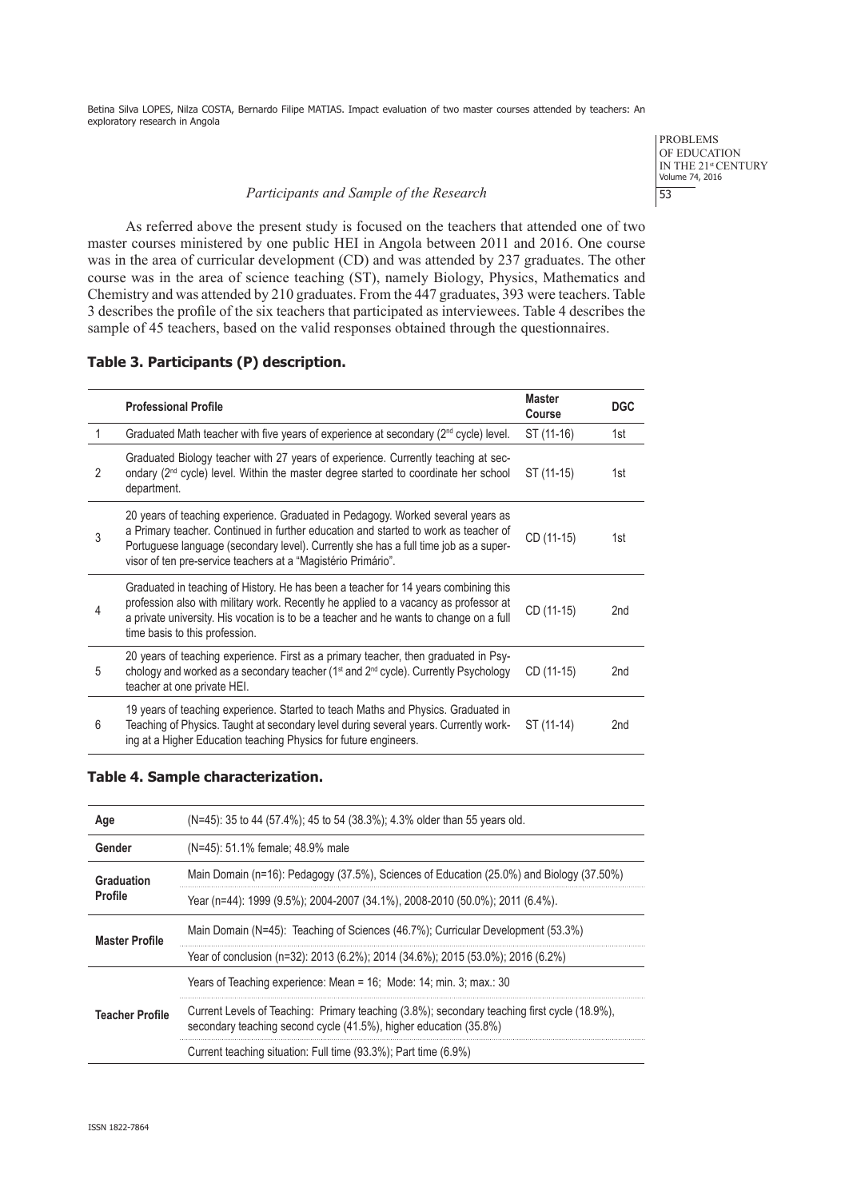### *Participants and Sample of the Research*

As referred above the present study is focused on the teachers that attended one of two master courses ministered by one public HEI in Angola between 2011 and 2016. One course was in the area of curricular development (CD) and was attended by 237 graduates. The other course was in the area of science teaching (ST), namely Biology, Physics, Mathematics and Chemistry and was attended by 210 graduates. From the 447 graduates, 393 were teachers. Table 3 describes the profile of the six teachers that participated as interviewees. Table 4 describes the sample of 45 teachers, based on the valid responses obtained through the questionnaires.

**Table 3. Participants (P) description.**

| | Professional Profile | Master Course | DGC |
|---|---|---|---|
| 1 | Graduated Math teacher with five years of experience at secondary (2nd cycle) level. | ST (11-16) | 1st |
| 2 | Graduated Biology teacher with 27 years of experience. Currently teaching at secondary (2nd cycle) level. Within the master degree started to coordinate her school department. | ST (11-15) | 1st |
| 3 | 20 years of teaching experience. Graduated in Pedagogy. Worked several years as a Primary teacher. Continued in further education and started to work as teacher of Portuguese language (secondary level). Currently she has a full time job as a supervisor of ten pre-service teachers at a "Magistério Primário". | CD (11-15) | 1st |
| 4 | Graduated in teaching of History. He has been a teacher for 14 years combining this profession also with military work. Recently he applied to a vacancy as professor at a private university. His vocation is to be a teacher and he wants to change on a full time basis to this profession. | CD (11-15) | 2nd |
| 5 | 20 years of teaching experience. First as a primary teacher, then graduated in Psychology and worked as a secondary teacher (1st and 2nd cycle). Currently Psychology teacher at one private HEI. | CD (11-15) | 2nd |
| 6 | 19 years of teaching experience. Started to teach Maths and Physics. Graduated in Teaching of Physics. Taught at secondary level during several years. Currently working at a Higher Education teaching Physics for future engineers. | ST (11-14) | 2nd |

**Table 4. Sample characterization.**

| | |
|---|---|
| **Age** | (N=45): 35 to 44 (57.4%); 45 to 54 (38.3%); 4.3% older than 55 years old. |
| **Gender** | (N=45): 51.1% female; 48.9% male |
| **Graduation Profile** | Main Domain (n=16): Pedagogy (37.5%), Sciences of Education (25.0%) and Biology (37.50%) |
| | Year (n=44): 1999 (9.5%); 2004-2007 (34.1%), 2008-2010 (50.0%); 2011 (6.4%). |
| **Master Profile** | Main Domain (N=45): Teaching of Sciences (46.7%); Curricular Development (53.3%) |
| | Year of conclusion (n=32): 2013 (6.2%); 2014 (34.6%); 2015 (53.0%); 2016 (6.2%) |
| **Teacher Profile** | Years of Teaching experience: Mean = 16; Mode: 14; min. 3; max.: 30 |
| | Current Levels of Teaching: Primary teaching (3.8%); secondary teaching first cycle (18.9%), secondary teaching second cycle (41.5%), higher education (35.8%) |
| | Current teaching situation: Full time (93.3%); Part time (6.9%) |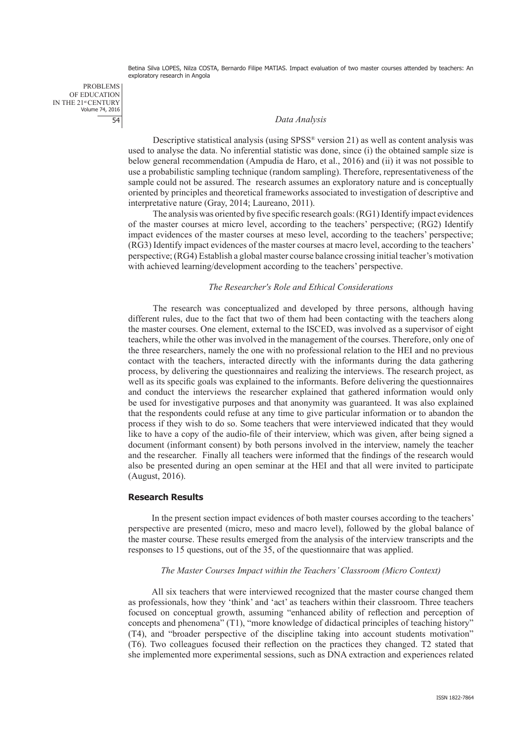### *Data Analysis*

Descriptive statistical analysis (using SPSS® version 21) as well as content analysis was used to analyse the data. No inferential statistic was done, since (i) the obtained sample size is below general recommendation (Ampudia de Haro, et al., 2016) and (ii) it was not possible to use a probabilistic sampling technique (random sampling). Therefore, representativeness of the sample could not be assured. The research assumes an exploratory nature and is conceptually oriented by principles and theoretical frameworks associated to investigation of descriptive and interpretative nature (Gray, 2014; Laureano, 2011).

The analysis was oriented by five specific research goals: (RG1) Identify impact evidences of the master courses at micro level, according to the teachers' perspective; (RG2) Identify impact evidences of the master courses at meso level, according to the teachers' perspective; (RG3) Identify impact evidences of the master courses at macro level, according to the teachers' perspective; (RG4) Establish a global master course balance crossing initial teacher's motivation with achieved learning/development according to the teachers' perspective.

### *The Researcher's Role and Ethical Considerations*

The research was conceptualized and developed by three persons, although having different rules, due to the fact that two of them had been contacting with the teachers along the master courses. One element, external to the ISCED, was involved as a supervisor of eight teachers, while the other was involved in the management of the courses. Therefore, only one of the three researchers, namely the one with no professional relation to the HEI and no previous contact with the teachers, interacted directly with the informants during the data gathering process, by delivering the questionnaires and realizing the interviews. The research project, as well as its specific goals was explained to the informants. Before delivering the questionnaires and conduct the interviews the researcher explained that gathered information would only be used for investigative purposes and that anonymity was guaranteed. It was also explained that the respondents could refuse at any time to give particular information or to abandon the process if they wish to do so. Some teachers that were interviewed indicated that they would like to have a copy of the audio-file of their interview, which was given, after being signed a document (informant consent) by both persons involved in the interview, namely the teacher and the researcher. Finally all teachers were informed that the findings of the research would also be presented during an open seminar at the HEI and that all were invited to participate (August, 2016).

## **Research Results**

In the present section impact evidences of both master courses according to the teachers' perspective are presented (micro, meso and macro level), followed by the global balance of the master course. These results emerged from the analysis of the interview transcripts and the responses to 15 questions, out of the 35, of the questionnaire that was applied.

### *The Master Courses Impact within the Teachers' Classroom (Micro Context)*

All six teachers that were interviewed recognized that the master course changed them as professionals, how they 'think' and 'act' as teachers within their classroom. Three teachers focused on conceptual growth, assuming "enhanced ability of reflection and perception of concepts and phenomena" (T1), "more knowledge of didactical principles of teaching history" (T4), and "broader perspective of the discipline taking into account students motivation" (T6). Two colleagues focused their reflection on the practices they changed. T2 stated that she implemented more experimental sessions, such as DNA extraction and experiences related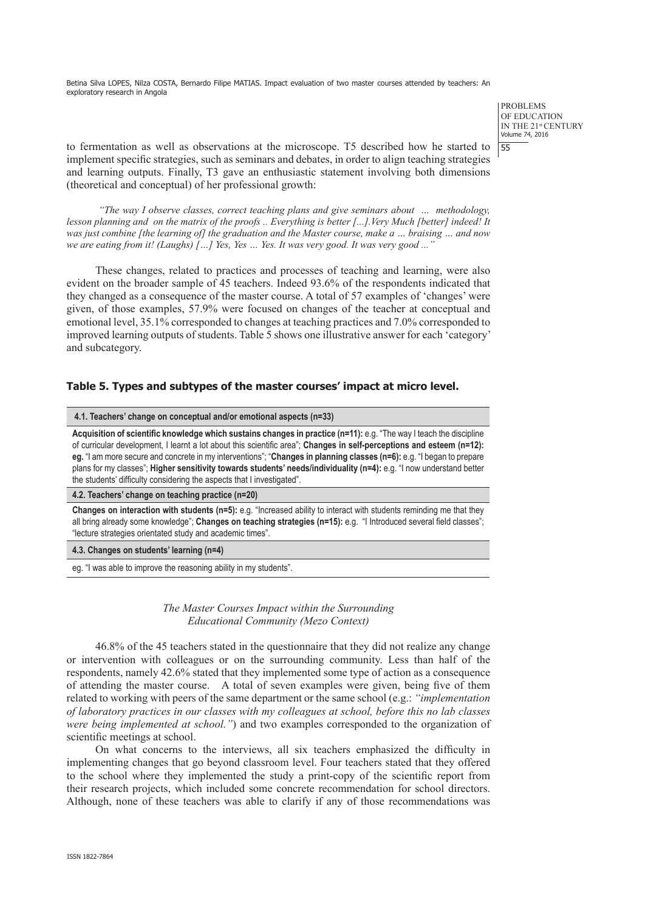to fermentation as well as observations at the microscope. T5 described how he started to implement specific strategies, such as seminars and debates, in order to align teaching strategies and learning outputs. Finally, T3 gave an enthusiastic statement involving both dimensions (theoretical and conceptual) of her professional growth:

*"The way I observe classes, correct teaching plans and give seminars about … methodology, lesson planning and on the matrix of the proofs .. Everything is better [...].Very Much [better] indeed! It was just combine [the learning of] the graduation and the Master course, make a … braising … and now we are eating from it! (Laughs) […] Yes, Yes … Yes. It was very good. It was very good ..."*

These changes, related to practices and processes of teaching and learning, were also evident on the broader sample of 45 teachers. Indeed 93.6% of the respondents indicated that they changed as a consequence of the master course. A total of 57 examples of 'changes' were given, of those examples, 57.9% were focused on changes of the teacher at conceptual and emotional level, 35.1% corresponded to changes at teaching practices and 7.0% corresponded to improved learning outputs of students. Table 5 shows one illustrative answer for each 'category' and subcategory.

### Table 5. Types and subtypes of the master courses' impact at micro level.

| **4.1. Teachers' change on conceptual and/or emotional aspects (n=33)** |
|---|
| **Acquisition of scientific knowledge which sustains changes in practice (n=11):** e.g. "The way I teach the discipline of curricular development, I learnt a lot about this scientific area"; **Changes in self-perceptions and esteem (n=12): eg.** "I am more secure and concrete in my interventions"; "**Changes in planning classes (n=6):** e.g. "I began to prepare plans for my classes"; **Higher sensitivity towards students' needs/individuality (n=4):** e.g. "I now understand better the students' difficulty considering the aspects that I investigated". |
| **4.2. Teachers' change on teaching practice (n=20)** |
| **Changes on interaction with students (n=5):** e.g. "Increased ability to interact with students reminding me that they all bring already some knowledge"; **Changes on teaching strategies (n=15):** e.g. "I Introduced several field classes"; "lecture strategies orientated study and academic times". |
| **4.3. Changes on students' learning (n=4)** |
| eg. "I was able to improve the reasoning ability in my students". |

*The Master Courses Impact within the Surrounding Educational Community (Mezo Context)*

46.8% of the 45 teachers stated in the questionnaire that they did not realize any change or intervention with colleagues or on the surrounding community. Less than half of the respondents, namely 42.6% stated that they implemented some type of action as a consequence of attending the master course. A total of seven examples were given, being five of them related to working with peers of the same department or the same school (e.g.: *"implementation of laboratory practices in our classes with my colleagues at school, before this no lab classes were being implemented at school."*) and two examples corresponded to the organization of scientific meetings at school.

On what concerns to the interviews, all six teachers emphasized the difficulty in implementing changes that go beyond classroom level. Four teachers stated that they offered to the school where they implemented the study a print-copy of the scientific report from their research projects, which included some concrete recommendation for school directors. Although, none of these teachers was able to clarify if any of those recommendations was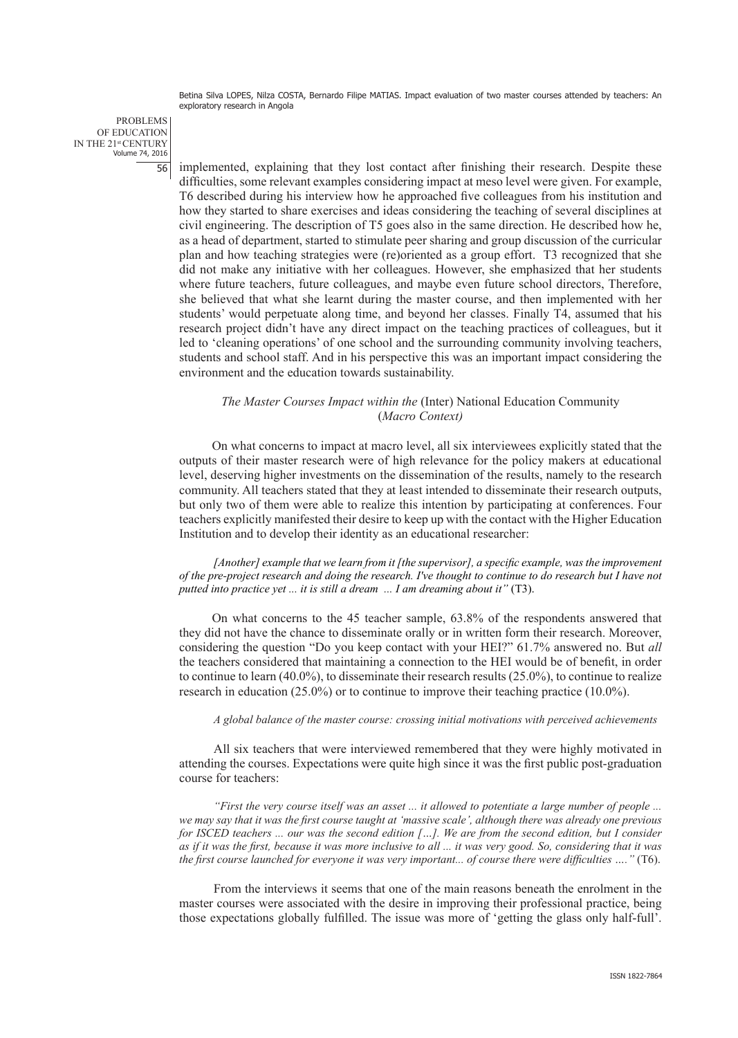implemented, explaining that they lost contact after finishing their research. Despite these difficulties, some relevant examples considering impact at meso level were given. For example, T6 described during his interview how he approached five colleagues from his institution and how they started to share exercises and ideas considering the teaching of several disciplines at civil engineering. The description of T5 goes also in the same direction. He described how he, as a head of department, started to stimulate peer sharing and group discussion of the curricular plan and how teaching strategies were (re)oriented as a group effort. T3 recognized that she did not make any initiative with her colleagues. However, she emphasized that her students where future teachers, future colleagues, and maybe even future school directors, Therefore, she believed that what she learnt during the master course, and then implemented with her students' would perpetuate along time, and beyond her classes. Finally T4, assumed that his research project didn't have any direct impact on the teaching practices of colleagues, but it led to 'cleaning operations' of one school and the surrounding community involving teachers, students and school staff. And in his perspective this was an important impact considering the environment and the education towards sustainability.

### *The Master Courses Impact within the* (Inter) National Education Community (*Macro Context)*

On what concerns to impact at macro level, all six interviewees explicitly stated that the outputs of their master research were of high relevance for the policy makers at educational level, deserving higher investments on the dissemination of the results, namely to the research community. All teachers stated that they at least intended to disseminate their research outputs, but only two of them were able to realize this intention by participating at conferences. Four teachers explicitly manifested their desire to keep up with the contact with the Higher Education Institution and to develop their identity as an educational researcher:

*[Another] example that we learn from it [the supervisor], a specific example, was the improvement of the pre-project research and doing the research. I've thought to continue to do research but I have not putted into practice yet ... it is still a dream ... I am dreaming about it"* (T3).

On what concerns to the 45 teacher sample, 63.8% of the respondents answered that they did not have the chance to disseminate orally or in written form their research. Moreover, considering the question "Do you keep contact with your HEI?" 61.7% answered no. But *all* the teachers considered that maintaining a connection to the HEI would be of benefit, in order to continue to learn (40.0%), to disseminate their research results (25.0%), to continue to realize research in education (25.0%) or to continue to improve their teaching practice (10.0%).

#### *A global balance of the master course: crossing initial motivations with perceived achievements*

All six teachers that were interviewed remembered that they were highly motivated in attending the courses. Expectations were quite high since it was the first public post-graduation course for teachers:

*"First the very course itself was an asset ... it allowed to potentiate a large number of people ... we may say that it was the first course taught at 'massive scale', although there was already one previous for ISCED teachers ... our was the second edition […]. We are from the second edition, but I consider as if it was the first, because it was more inclusive to all ... it was very good. So, considering that it was the first course launched for everyone it was very important... of course there were difficulties …."* (T6).

From the interviews it seems that one of the main reasons beneath the enrolment in the master courses were associated with the desire in improving their professional practice, being those expectations globally fulfilled. The issue was more of 'getting the glass only half-full'.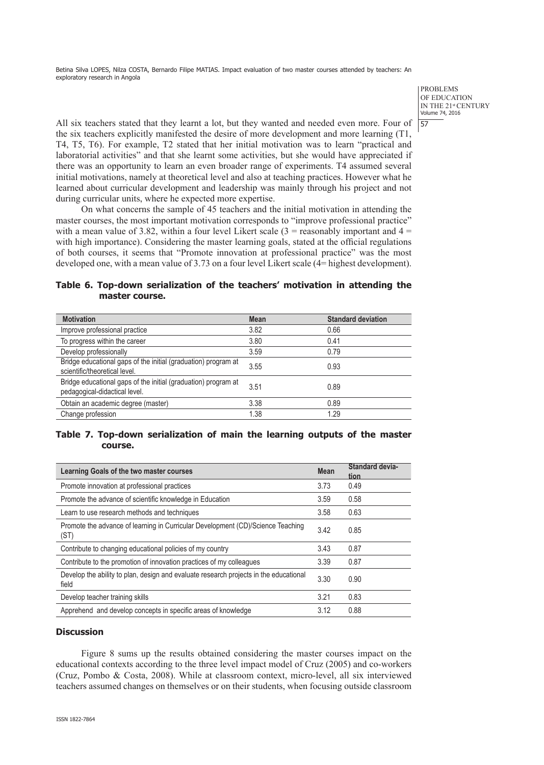All six teachers stated that they learnt a lot, but they wanted and needed even more. Four of the six teachers explicitly manifested the desire of more development and more learning (T1, T4, T5, T6). For example, T2 stated that her initial motivation was to learn "practical and laboratorial activities" and that she learnt some activities, but she would have appreciated if there was an opportunity to learn an even broader range of experiments. T4 assumed several initial motivations, namely at theoretical level and also at teaching practices. However what he learned about curricular development and leadership was mainly through his project and not during curricular units, where he expected more expertise.

On what concerns the sample of 45 teachers and the initial motivation in attending the master courses, the most important motivation corresponds to "improve professional practice" with a mean value of 3.82, within a four level Likert scale (3 = reasonably important and 4 = with high importance). Considering the master learning goals, stated at the official regulations of both courses, it seems that "Promote innovation at professional practice" was the most developed one, with a mean value of 3.73 on a four level Likert scale (4= highest development).

**Table 6. Top-down serialization of the teachers' motivation in attending the master course.**

| Motivation | Mean | Standard deviation |
|---|---|---|
| Improve professional practice | 3.82 | 0.66 |
| To progress within the career | 3.80 | 0.41 |
| Develop professionally | 3.59 | 0.79 |
| Bridge educational gaps of the initial (graduation) program at scientific/theoretical level. | 3.55 | 0.93 |
| Bridge educational gaps of the initial (graduation) program at pedagogical-didactical level. | 3.51 | 0.89 |
| Obtain an academic degree (master) | 3.38 | 0.89 |
| Change profession | 1.38 | 1.29 |

**Table 7. Top-down serialization of main the learning outputs of the master course.**

| Learning Goals of the two master courses | Mean | Standard deviation |
|---|---|---|
| Promote innovation at professional practices | 3.73 | 0.49 |
| Promote the advance of scientific knowledge in Education | 3.59 | 0.58 |
| Learn to use research methods and techniques | 3.58 | 0.63 |
| Promote the advance of learning in Curricular Development (CD)/Science Teaching (ST) | 3.42 | 0.85 |
| Contribute to changing educational policies of my country | 3.43 | 0.87 |
| Contribute to the promotion of innovation practices of my colleagues | 3.39 | 0.87 |
| Develop the ability to plan, design and evaluate research projects in the educational field | 3.30 | 0.90 |
| Develop teacher training skills | 3.21 | 0.83 |
| Apprehend and develop concepts in specific areas of knowledge | 3.12 | 0.88 |

## Discussion

Figure 8 sums up the results obtained considering the master courses impact on the educational contexts according to the three level impact model of Cruz (2005) and co-workers (Cruz, Pombo & Costa, 2008). While at classroom context, micro-level, all six interviewed teachers assumed changes on themselves or on their students, when focusing outside classroom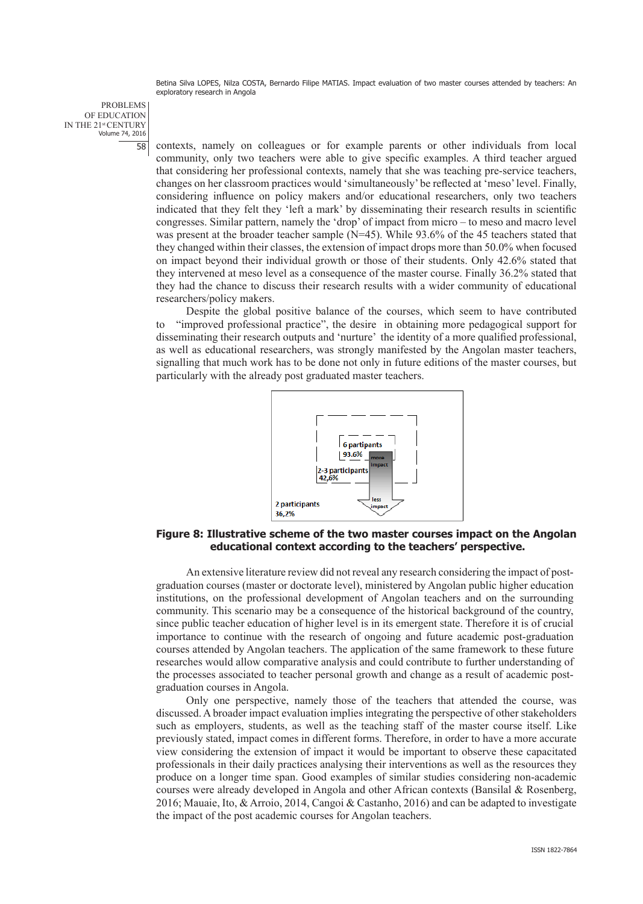contexts, namely on colleagues or for example parents or other individuals from local community, only two teachers were able to give specific examples. A third teacher argued that considering her professional contexts, namely that she was teaching pre-service teachers, changes on her classroom practices would 'simultaneously' be reflected at 'meso' level. Finally, considering influence on policy makers and/or educational researchers, only two teachers indicated that they felt they 'left a mark' by disseminating their research results in scientific congresses. Similar pattern, namely the 'drop' of impact from micro – to meso and macro level was present at the broader teacher sample (N=45). While 93.6% of the 45 teachers stated that they changed within their classes, the extension of impact drops more than 50.0% when focused on impact beyond their individual growth or those of their students. Only 42.6% stated that they intervened at meso level as a consequence of the master course. Finally 36.2% stated that they had the chance to discuss their research results with a wider community of educational researchers/policy makers.

Despite the global positive balance of the courses, which seem to have contributed to "improved professional practice", the desire in obtaining more pedagogical support for disseminating their research outputs and 'nurture' the identity of a more qualified professional, as well as educational researchers, was strongly manifested by the Angolan master teachers, signalling that much work has to be done not only in future editions of the master courses, but particularly with the already post graduated master teachers.

**Figure 8: Illustrative scheme of the two master courses impact on the Angolan educational context according to the teachers' perspective.**

An extensive literature review did not reveal any research considering the impact of post-graduation courses (master or doctorate level), ministered by Angolan public higher education institutions, on the professional development of Angolan teachers and on the surrounding community. This scenario may be a consequence of the historical background of the country, since public teacher education of higher level is in its emergent state. Therefore it is of crucial importance to continue with the research of ongoing and future academic post-graduation courses attended by Angolan teachers. The application of the same framework to these future researches would allow comparative analysis and could contribute to further understanding of the processes associated to teacher personal growth and change as a result of academic post-graduation courses in Angola.

Only one perspective, namely those of the teachers that attended the course, was discussed. A broader impact evaluation implies integrating the perspective of other stakeholders such as employers, students, as well as the teaching staff of the master course itself. Like previously stated, impact comes in different forms. Therefore, in order to have a more accurate view considering the extension of impact it would be important to observe these capacitated professionals in their daily practices analysing their interventions as well as the resources they produce on a longer time span. Good examples of similar studies considering non-academic courses were already developed in Angola and other African contexts (Bansilal & Rosenberg, 2016; Mauaie, Ito, & Arroio, 2014, Cangoi & Castanho, 2016) and can be adapted to investigate the impact of the post academic courses for Angolan teachers.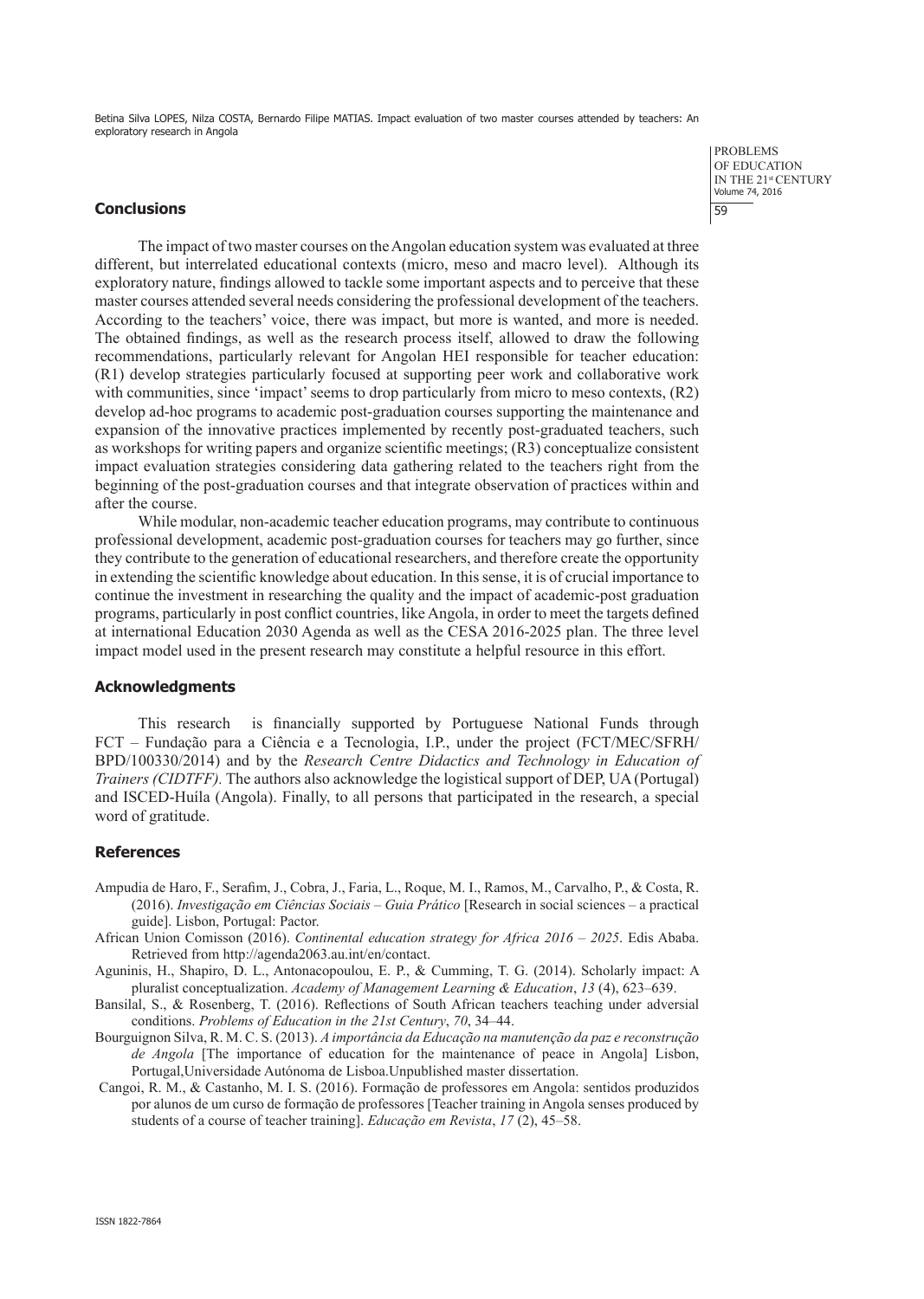## Conclusions

The impact of two master courses on the Angolan education system was evaluated at three different, but interrelated educational contexts (micro, meso and macro level). Although its exploratory nature, findings allowed to tackle some important aspects and to perceive that these master courses attended several needs considering the professional development of the teachers. According to the teachers' voice, there was impact, but more is wanted, and more is needed. The obtained findings, as well as the research process itself, allowed to draw the following recommendations, particularly relevant for Angolan HEI responsible for teacher education: (R1) develop strategies particularly focused at supporting peer work and collaborative work with communities, since 'impact' seems to drop particularly from micro to meso contexts, (R2) develop ad-hoc programs to academic post-graduation courses supporting the maintenance and expansion of the innovative practices implemented by recently post-graduated teachers, such as workshops for writing papers and organize scientific meetings; (R3) conceptualize consistent impact evaluation strategies considering data gathering related to the teachers right from the beginning of the post-graduation courses and that integrate observation of practices within and after the course.

While modular, non-academic teacher education programs, may contribute to continuous professional development, academic post-graduation courses for teachers may go further, since they contribute to the generation of educational researchers, and therefore create the opportunity in extending the scientific knowledge about education. In this sense, it is of crucial importance to continue the investment in researching the quality and the impact of academic-post graduation programs, particularly in post conflict countries, like Angola, in order to meet the targets defined at international Education 2030 Agenda as well as the CESA 2016-2025 plan. The three level impact model used in the present research may constitute a helpful resource in this effort.

## Acknowledgments

This research is financially supported by Portuguese National Funds through FCT – Fundação para a Ciência e a Tecnologia, I.P., under the project (FCT/MEC/SFRH/BPD/100330/2014) and by the *Research Centre Didactics and Technology in Education of Trainers (CIDTFF).* The authors also acknowledge the logistical support of DEP, UA (Portugal) and ISCED-Huíla (Angola). Finally, to all persons that participated in the research, a special word of gratitude.

## References

Ampudia de Haro, F., Serafim, J., Cobra, J., Faria, L., Roque, M. I., Ramos, M., Carvalho, P., & Costa, R. (2016). *Investigação em Ciências Sociais – Guia Prático* [Research in social sciences – a practical guide]. Lisbon, Portugal: Pactor.

African Union Comisson (2016). *Continental education strategy for Africa 2016 – 2025*. Edis Ababa. Retrieved from http://agenda2063.au.int/en/contact.

Aguninis, H., Shapiro, D. L., Antonacopoulou, E. P., & Cumming, T. G. (2014). Scholarly impact: A pluralist conceptualization. *Academy of Management Learning & Education*, *13* (4), 623–639.

Bansilal, S., & Rosenberg, T. (2016). Reflections of South African teachers teaching under adversial conditions. *Problems of Education in the 21st Century*, *70*, 34–44.

Bourguignon Silva, R. M. C. S. (2013). *A importância da Educação na manutenção da paz e reconstrução de Angola* [The importance of education for the maintenance of peace in Angola] Lisbon, Portugal,Universidade Autónoma de Lisboa.Unpublished master dissertation.

Cangoi, R. M., & Castanho, M. I. S. (2016). Formação de professores em Angola: sentidos produzidos por alunos de um curso de formação de professores [Teacher training in Angola senses produced by students of a course of teacher training]. *Educação em Revista*, *17* (2), 45–58.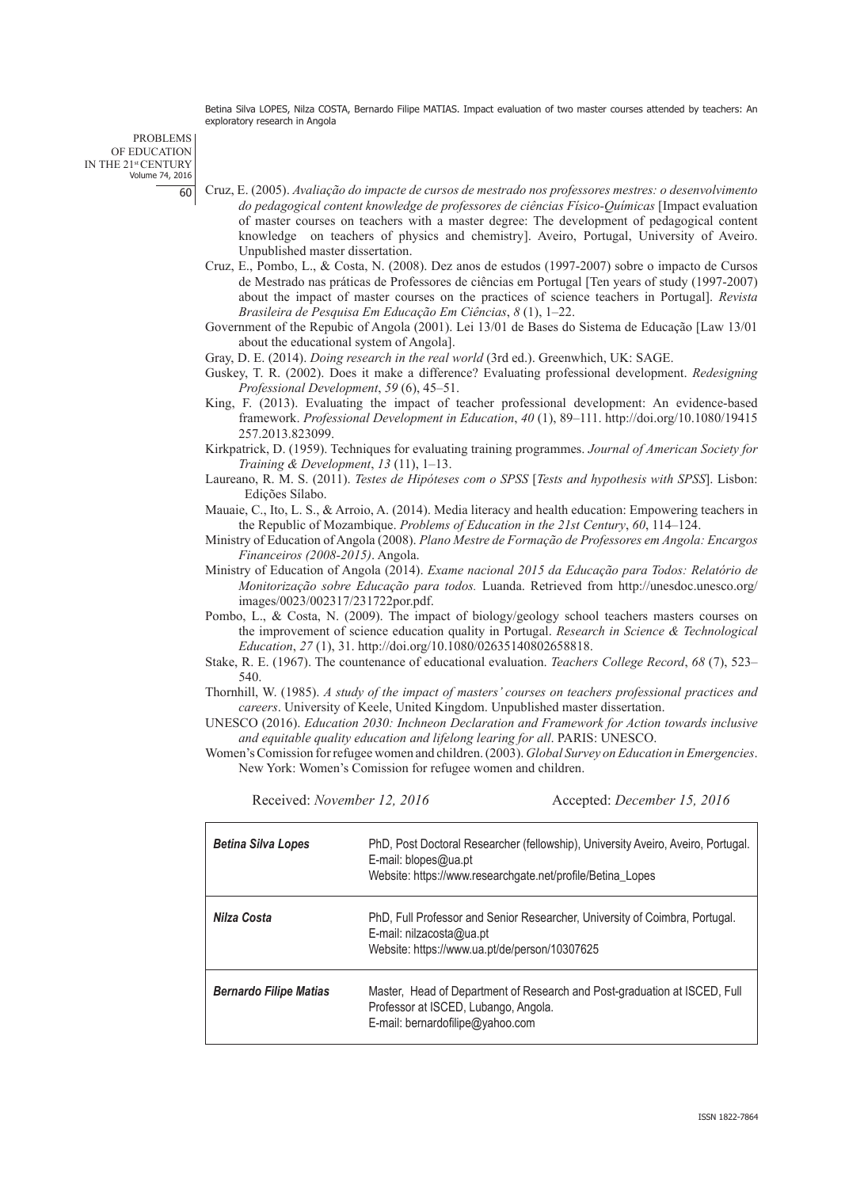Cruz, E. (2005). *Avaliação do impacte de cursos de mestrado nos professores mestres: o desenvolvimento do pedagogical content knowledge de professores de ciências Físico-Químicas* [Impact evaluation of master courses on teachers with a master degree: The development of pedagogical content knowledge on teachers of physics and chemistry]. Aveiro, Portugal, University of Aveiro. Unpublished master dissertation.

Cruz, E., Pombo, L., & Costa, N. (2008). Dez anos de estudos (1997-2007) sobre o impacto de Cursos de Mestrado nas práticas de Professores de ciências em Portugal [Ten years of study (1997-2007) about the impact of master courses on the practices of science teachers in Portugal]. *Revista Brasileira de Pesquisa Em Educação Em Ciências*, *8* (1), 1–22.

Government of the Repubic of Angola (2001). Lei 13/01 de Bases do Sistema de Educação [Law 13/01 about the educational system of Angola].

Gray, D. E. (2014). *Doing research in the real world* (3rd ed.). Greenwhich, UK: SAGE.

Guskey, T. R. (2002). Does it make a difference? Evaluating professional development. *Redesigning Professional Development*, *59* (6), 45–51.

King, F. (2013). Evaluating the impact of teacher professional development: An evidence-based framework. *Professional Development in Education*, *40* (1), 89–111. http://doi.org/10.1080/19415257.2013.823099.

Kirkpatrick, D. (1959). Techniques for evaluating training programmes. *Journal of American Society for Training & Development*, *13* (11), 1–13.

Laureano, R. M. S. (2011). *Testes de Hipóteses com o SPSS* [*Tests and hypothesis with SPSS*]. Lisbon: Edições Sílabo.

Mauaie, C., Ito, L. S., & Arroio, A. (2014). Media literacy and health education: Empowering teachers in the Republic of Mozambique. *Problems of Education in the 21st Century*, *60*, 114–124.

Ministry of Education of Angola (2008). *Plano Mestre de Formação de Professores em Angola: Encargos Financeiros (2008-2015)*. Angola.

Ministry of Education of Angola (2014). *Exame nacional 2015 da Educação para Todos: Relatório de Monitorização sobre Educação para todos.* Luanda. Retrieved from http://unesdoc.unesco.org/images/0023/002317/231722por.pdf.

Pombo, L., & Costa, N. (2009). The impact of biology/geology school teachers masters courses on the improvement of science education quality in Portugal. *Research in Science & Technological Education*, *27* (1), 31. http://doi.org/10.1080/02635140802658818.

Stake, R. E. (1967). The countenance of educational evaluation. *Teachers College Record*, *68* (7), 523–540.

Thornhill, W. (1985). *A study of the impact of masters' courses on teachers professional practices and careers*. University of Keele, United Kingdom. Unpublished master dissertation.

UNESCO (2016). *Education 2030: Inchneon Declaration and Framework for Action towards inclusive and equitable quality education and lifelong learing for all*. PARIS: UNESCO.

Women's Comission for refugee women and children. (2003). *Global Survey on Education in Emergencies*. New York: Women's Comission for refugee women and children.

Received: *November 12, 2016* Accepted: *December 15, 2016*

| | |
|---|---|
| ***Betina Silva Lopes*** | PhD, Post Doctoral Researcher (fellowship), University Aveiro, Aveiro, Portugal.<br>E-mail: blopes@ua.pt<br>Website: https://www.researchgate.net/profile/Betina_Lopes |
| ***Nilza Costa*** | PhD, Full Professor and Senior Researcher, University of Coimbra, Portugal.<br>E-mail: nilzacosta@ua.pt<br>Website: https://www.ua.pt/de/person/10307625 |
| ***Bernardo Filipe Matias*** | Master, Head of Department of Research and Post-graduation at ISCED, Full Professor at ISCED, Lubango, Angola.<br>E-mail: bernardofilipe@yahoo.com |